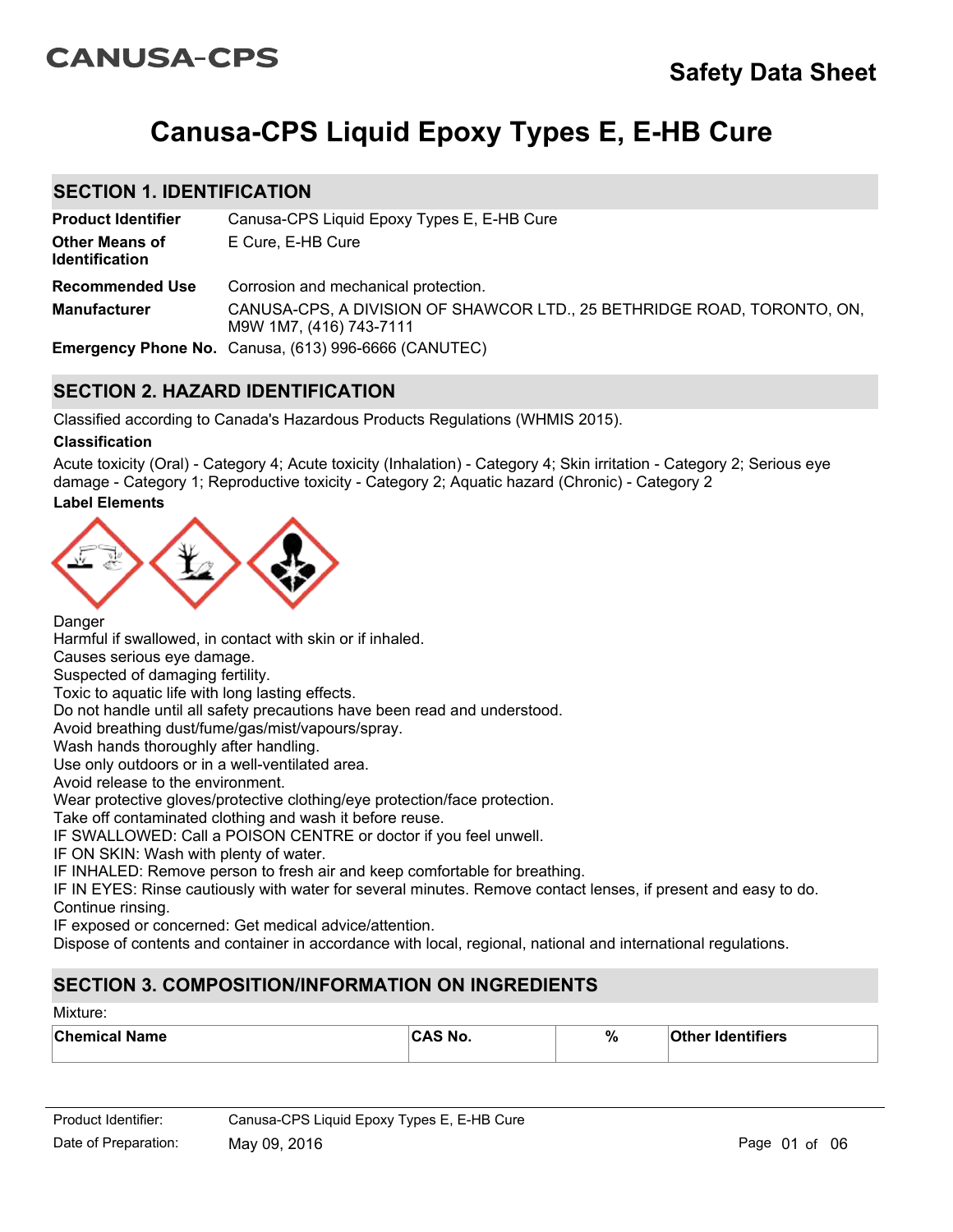CANUSA-CPS

# Safety Data Sheet

# Canusa-CPS Liquid Epoxy Types E, E-HB Cure

## SECTION 1. IDENTIFICATION

| | |
|---|---|
| **Product Identifier** | Canusa-CPS Liquid Epoxy Types E, E-HB Cure |
| **Other Means of Identification** | E Cure, E-HB Cure |
| **Recommended Use** | Corrosion and mechanical protection. |
| **Manufacturer** | CANUSA-CPS, A DIVISION OF SHAWCOR LTD., 25 BETHRIDGE ROAD, TORONTO, ON, M9W 1M7, (416) 743-7111 |
| **Emergency Phone No.** | Canusa, (613) 996-6666 (CANUTEC) |

## SECTION 2. HAZARD IDENTIFICATION

Classified according to Canada's Hazardous Products Regulations (WHMIS 2015).

**Classification**

Acute toxicity (Oral) - Category 4; Acute toxicity (Inhalation) - Category 4; Skin irritation - Category 2; Serious eye damage - Category 1; Reproductive toxicity - Category 2; Aquatic hazard (Chronic) - Category 2

**Label Elements**

Danger
Harmful if swallowed, in contact with skin or if inhaled.
Causes serious eye damage.
Suspected of damaging fertility.
Toxic to aquatic life with long lasting effects.
Do not handle until all safety precautions have been read and understood.
Avoid breathing dust/fume/gas/mist/vapours/spray.
Wash hands thoroughly after handling.
Use only outdoors or in a well-ventilated area.
Avoid release to the environment.
Wear protective gloves/protective clothing/eye protection/face protection.
Take off contaminated clothing and wash it before reuse.
IF SWALLOWED: Call a POISON CENTRE or doctor if you feel unwell.
IF ON SKIN: Wash with plenty of water.
IF INHALED: Remove person to fresh air and keep comfortable for breathing.
IF IN EYES: Rinse cautiously with water for several minutes. Remove contact lenses, if present and easy to do. Continue rinsing.
IF exposed or concerned: Get medical advice/attention.
Dispose of contents and container in accordance with local, regional, national and international regulations.

## SECTION 3. COMPOSITION/INFORMATION ON INGREDIENTS

Mixture:

| Chemical Name | CAS No. | % | Other Identifiers |
|---|---|---|---|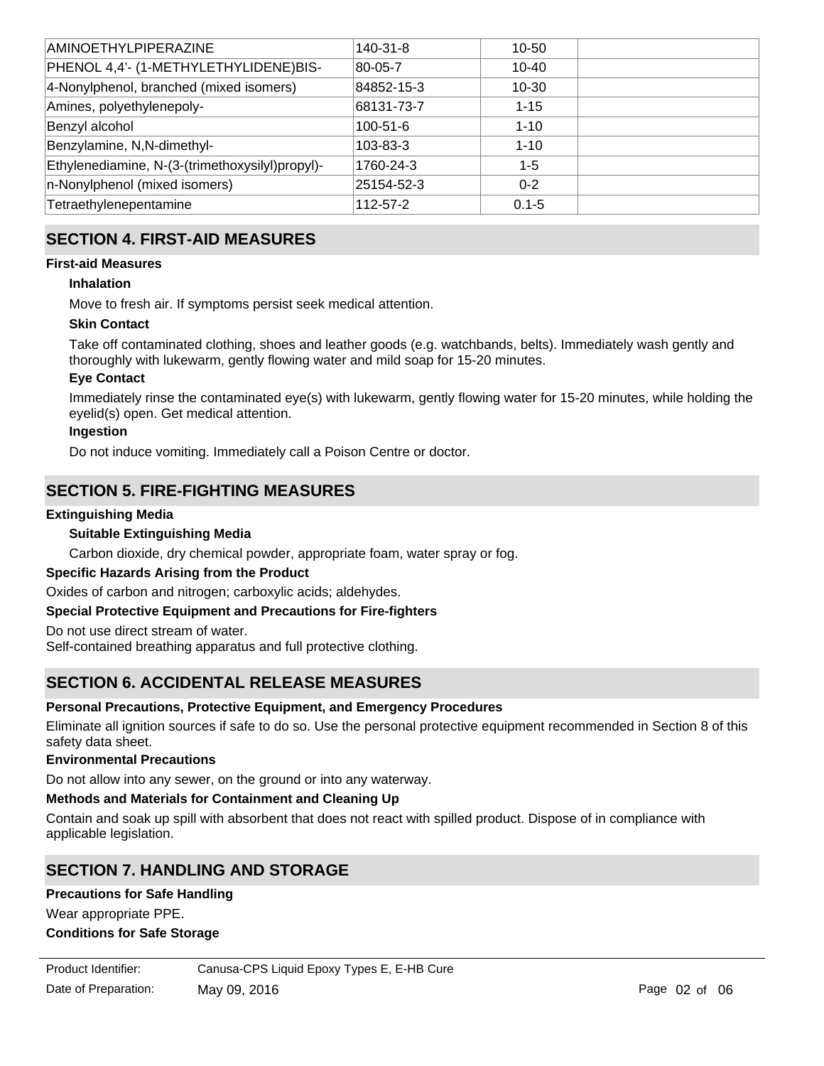| AMINOETHYLPIPERAZINE | 140-31-8 | 10-50 | |
| --- | --- | --- | --- |
| PHENOL 4,4'- (1-METHYLETHYLIDENE)BIS- | 80-05-7 | 10-40 | |
| 4-Nonylphenol, branched (mixed isomers) | 84852-15-3 | 10-30 | |
| Amines, polyethylenepoly- | 68131-73-7 | 1-15 | |
| Benzyl alcohol | 100-51-6 | 1-10 | |
| Benzylamine, N,N-dimethyl- | 103-83-3 | 1-10 | |
| Ethylenediamine, N-(3-(trimethoxysilyl)propyl)- | 1760-24-3 | 1-5 | |
| n-Nonylphenol (mixed isomers) | 25154-52-3 | 0-2 | |
| Tetraethylenepentamine | 112-57-2 | 0.1-5 | |

## SECTION 4. FIRST-AID MEASURES

**First-aid Measures**

**Inhalation**

Move to fresh air. If symptoms persist seek medical attention.

**Skin Contact**

Take off contaminated clothing, shoes and leather goods (e.g. watchbands, belts). Immediately wash gently and thoroughly with lukewarm, gently flowing water and mild soap for 15-20 minutes.

**Eye Contact**

Immediately rinse the contaminated eye(s) with lukewarm, gently flowing water for 15-20 minutes, while holding the eyelid(s) open. Get medical attention.

**Ingestion**

Do not induce vomiting. Immediately call a Poison Centre or doctor.

## SECTION 5. FIRE-FIGHTING MEASURES

**Extinguishing Media**

**Suitable Extinguishing Media**

Carbon dioxide, dry chemical powder, appropriate foam, water spray or fog.

**Specific Hazards Arising from the Product**

Oxides of carbon and nitrogen; carboxylic acids; aldehydes.

**Special Protective Equipment and Precautions for Fire-fighters**

Do not use direct stream of water.
Self-contained breathing apparatus and full protective clothing.

## SECTION 6. ACCIDENTAL RELEASE MEASURES

**Personal Precautions, Protective Equipment, and Emergency Procedures**

Eliminate all ignition sources if safe to do so. Use the personal protective equipment recommended in Section 8 of this safety data sheet.

**Environmental Precautions**

Do not allow into any sewer, on the ground or into any waterway.

**Methods and Materials for Containment and Cleaning Up**

Contain and soak up spill with absorbent that does not react with spilled product. Dispose of in compliance with applicable legislation.

## SECTION 7. HANDLING AND STORAGE

**Precautions for Safe Handling**

Wear appropriate PPE.

**Conditions for Safe Storage**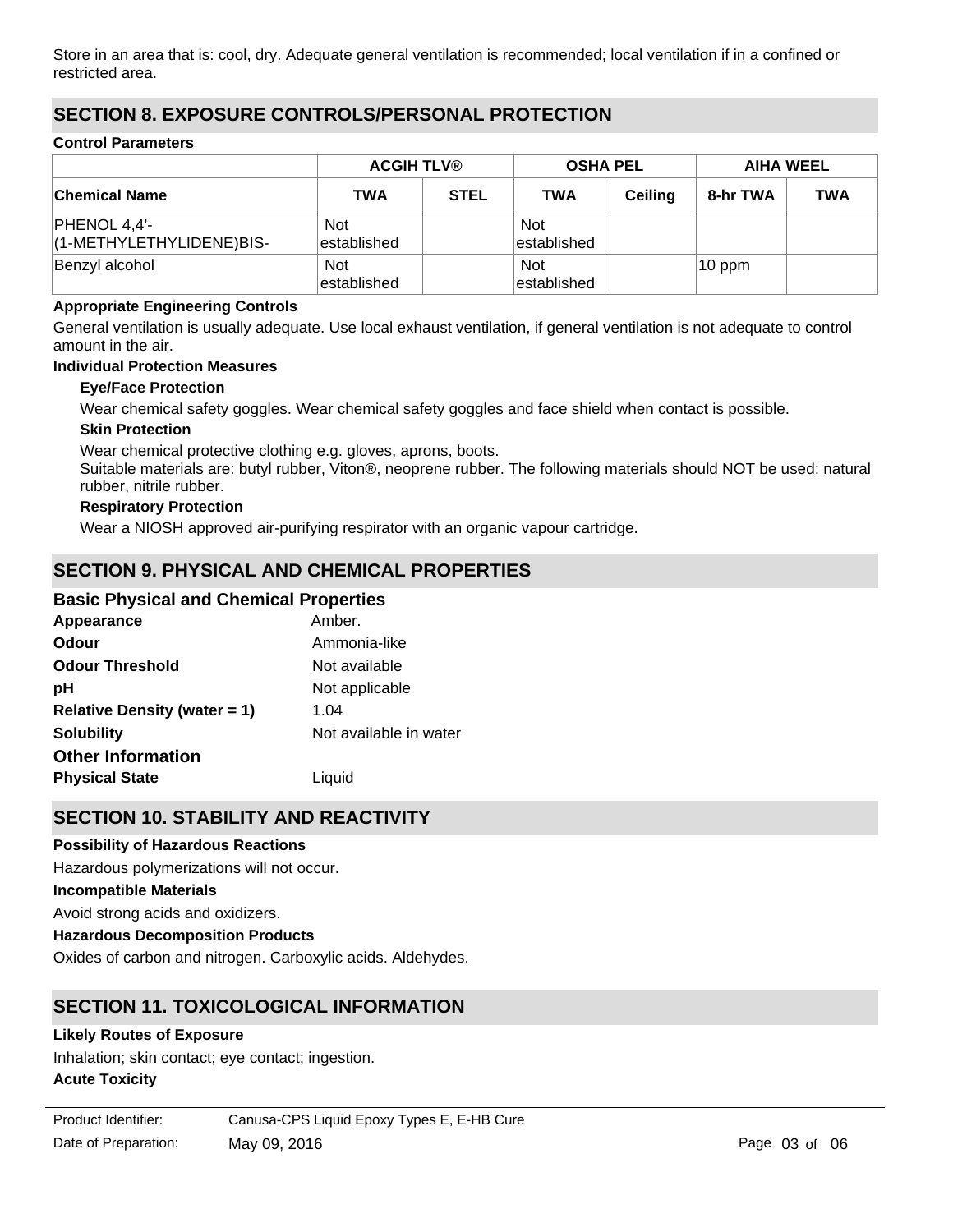Store in an area that is: cool, dry. Adequate general ventilation is recommended; local ventilation if in a confined or restricted area.

## SECTION 8. EXPOSURE CONTROLS/PERSONAL PROTECTION

**Control Parameters**

| | ACGIH TLV® | | OSHA PEL | | AIHA WEEL | |
|---|---|---|---|---|---|---|
| **Chemical Name** | **TWA** | **STEL** | **TWA** | **Ceiling** | **8-hr TWA** | **TWA** |
| PHENOL 4,4'-(1-METHYLETHYLIDENE)BIS- | Not established | | Not established | | | |
| Benzyl alcohol | Not established | | Not established | | 10 ppm | |

**Appropriate Engineering Controls**

General ventilation is usually adequate. Use local exhaust ventilation, if general ventilation is not adequate to control amount in the air.

**Individual Protection Measures**

**Eye/Face Protection**

Wear chemical safety goggles. Wear chemical safety goggles and face shield when contact is possible.

**Skin Protection**

Wear chemical protective clothing e.g. gloves, aprons, boots.
Suitable materials are: butyl rubber, Viton®, neoprene rubber. The following materials should NOT be used: natural rubber, nitrile rubber.

**Respiratory Protection**

Wear a NIOSH approved air-purifying respirator with an organic vapour cartridge.

## SECTION 9. PHYSICAL AND CHEMICAL PROPERTIES

### Basic Physical and Chemical Properties

**Appearance** Amber.

**Odour** Ammonia-like

**Odour Threshold** Not available

**pH** Not applicable

**Relative Density (water = 1)** 1.04

**Solubility** Not available in water

### Other Information

**Physical State** Liquid

## SECTION 10. STABILITY AND REACTIVITY

**Possibility of Hazardous Reactions**

Hazardous polymerizations will not occur.

**Incompatible Materials**

Avoid strong acids and oxidizers.

**Hazardous Decomposition Products**

Oxides of carbon and nitrogen. Carboxylic acids. Aldehydes.

## SECTION 11. TOXICOLOGICAL INFORMATION

**Likely Routes of Exposure**

Inhalation; skin contact; eye contact; ingestion.

**Acute Toxicity**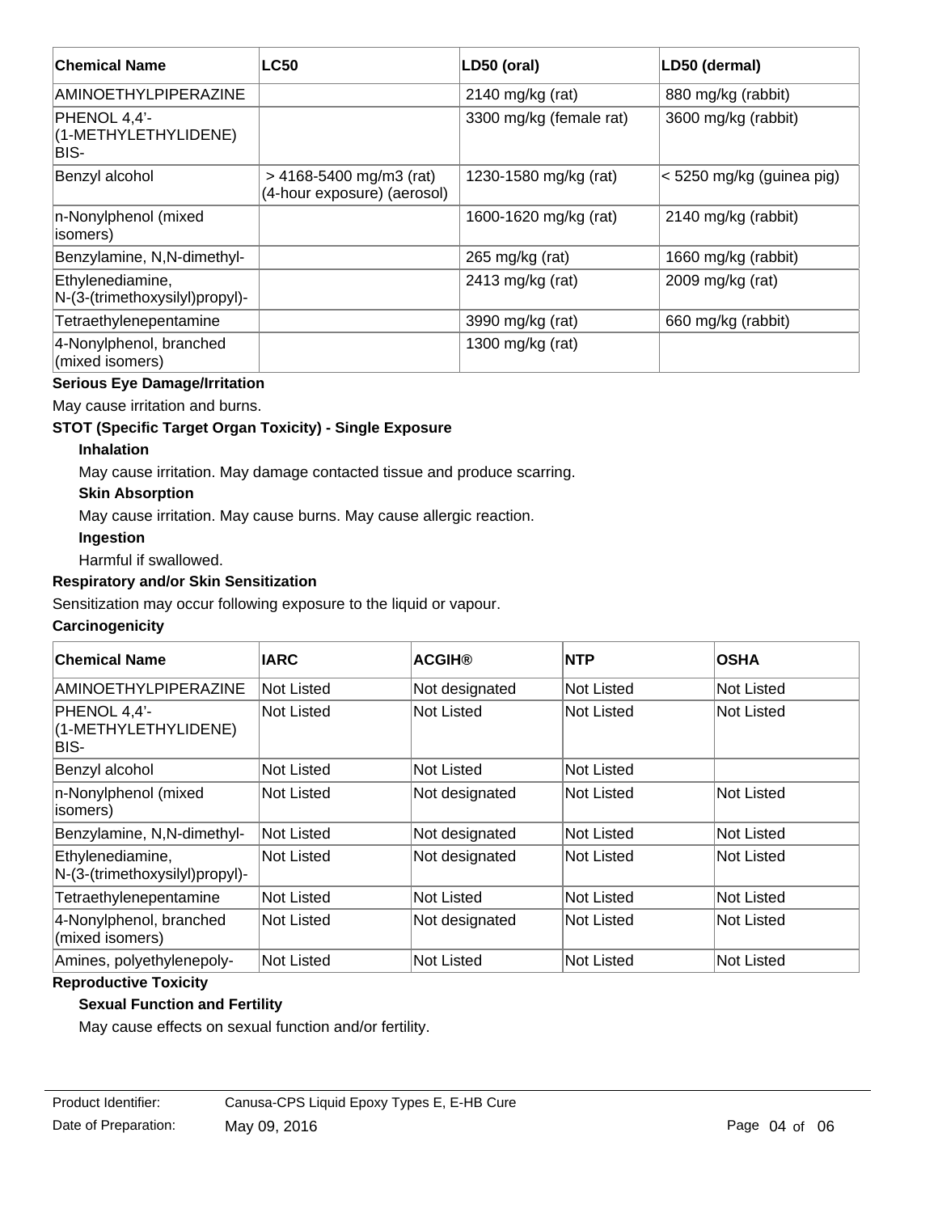| Chemical Name | LC50 | LD50 (oral) | LD50 (dermal) |
| --- | --- | --- | --- |
| AMINOETHYLPIPERAZINE | | 2140 mg/kg (rat) | 880 mg/kg (rabbit) |
| PHENOL 4,4'-(1-METHYLETHYLIDENE) BIS- | | 3300 mg/kg (female rat) | 3600 mg/kg (rabbit) |
| Benzyl alcohol | > 4168-5400 mg/m3 (rat) (4-hour exposure) (aerosol) | 1230-1580 mg/kg (rat) | < 5250 mg/kg (guinea pig) |
| n-Nonylphenol (mixed isomers) | | 1600-1620 mg/kg (rat) | 2140 mg/kg (rabbit) |
| Benzylamine, N,N-dimethyl- | | 265 mg/kg (rat) | 1660 mg/kg (rabbit) |
| Ethylenediamine, N-(3-(trimethoxysilyl)propyl)- | | 2413 mg/kg (rat) | 2009 mg/kg (rat) |
| Tetraethylenepentamine | | 3990 mg/kg (rat) | 660 mg/kg (rabbit) |
| 4-Nonylphenol, branched (mixed isomers) | | 1300 mg/kg (rat) | |

**Serious Eye Damage/Irritation**

May cause irritation and burns.

**STOT (Specific Target Organ Toxicity) - Single Exposure**

**Inhalation**

May cause irritation. May damage contacted tissue and produce scarring.

**Skin Absorption**

May cause irritation. May cause burns. May cause allergic reaction.

**Ingestion**

Harmful if swallowed.

**Respiratory and/or Skin Sensitization**

Sensitization may occur following exposure to the liquid or vapour.

**Carcinogenicity**

| Chemical Name | IARC | ACGIH® | NTP | OSHA |
| --- | --- | --- | --- | --- |
| AMINOETHYLPIPERAZINE | Not Listed | Not designated | Not Listed | Not Listed |
| PHENOL 4,4'-(1-METHYLETHYLIDENE) BIS- | Not Listed | Not Listed | Not Listed | Not Listed |
| Benzyl alcohol | Not Listed | Not Listed | Not Listed | |
| n-Nonylphenol (mixed isomers) | Not Listed | Not designated | Not Listed | Not Listed |
| Benzylamine, N,N-dimethyl- | Not Listed | Not designated | Not Listed | Not Listed |
| Ethylenediamine, N-(3-(trimethoxysilyl)propyl)- | Not Listed | Not designated | Not Listed | Not Listed |
| Tetraethylenepentamine | Not Listed | Not Listed | Not Listed | Not Listed |
| 4-Nonylphenol, branched (mixed isomers) | Not Listed | Not designated | Not Listed | Not Listed |
| Amines, polyethylenepoly- | Not Listed | Not Listed | Not Listed | Not Listed |

**Reproductive Toxicity**

**Sexual Function and Fertility**

May cause effects on sexual function and/or fertility.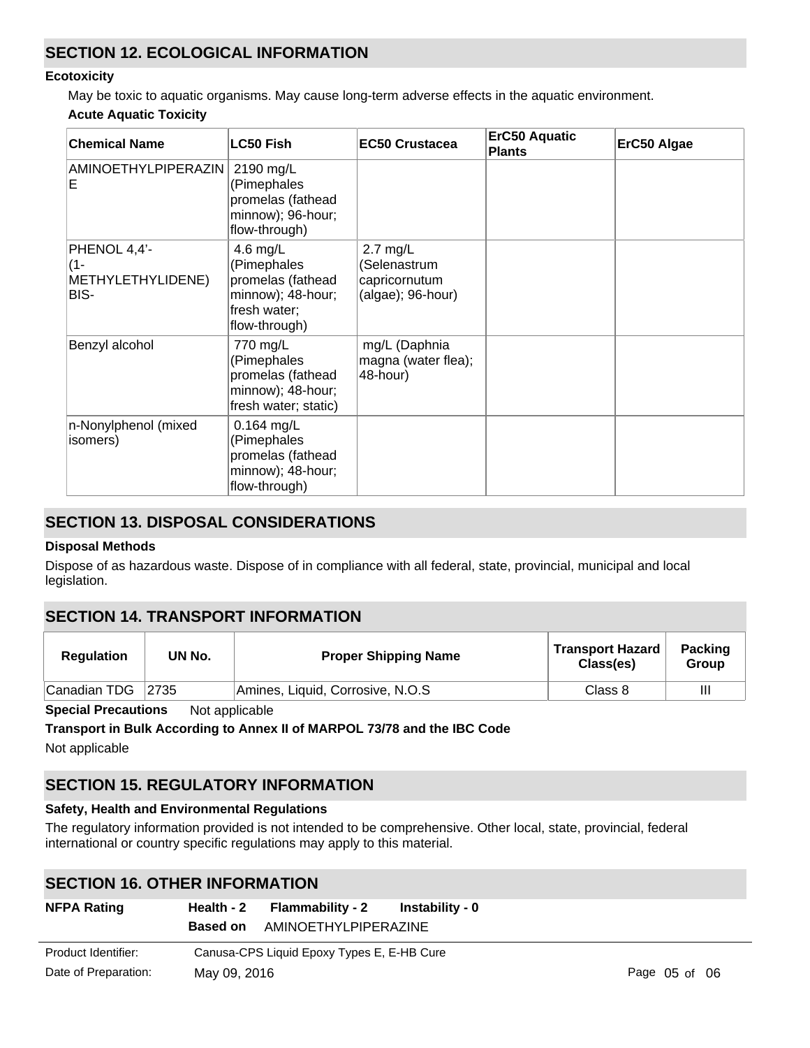## SECTION 12. ECOLOGICAL INFORMATION

### Ecotoxicity

May be toxic to aquatic organisms. May cause long-term adverse effects in the aquatic environment.

**Acute Aquatic Toxicity**

| Chemical Name | LC50 Fish | EC50 Crustacea | ErC50 Aquatic Plants | ErC50 Algae |
|---|---|---|---|---|
| AMINOETHYLPIPERAZINE | 2190 mg/L (Pimephales promelas (fathead minnow); 96-hour; flow-through) | | | |
| PHENOL 4,4'-(1-METHYLETHYLIDENE) BIS- | 4.6 mg/L (Pimephales promelas (fathead minnow); 48-hour; fresh water; flow-through) | 2.7 mg/L (Selenastrum capricornutum (algae); 96-hour) | | |
| Benzyl alcohol | 770 mg/L (Pimephales promelas (fathead minnow); 48-hour; fresh water; static) | mg/L (Daphnia magna (water flea); 48-hour) | | |
| n-Nonylphenol (mixed isomers) | 0.164 mg/L (Pimephales promelas (fathead minnow); 48-hour; flow-through) | | | |

## SECTION 13. DISPOSAL CONSIDERATIONS

### Disposal Methods

Dispose of as hazardous waste. Dispose of in compliance with all federal, state, provincial, municipal and local legislation.

## SECTION 14. TRANSPORT INFORMATION

| Regulation | UN No. | Proper Shipping Name | Transport Hazard Class(es) | Packing Group |
|---|---|---|---|---|
| Canadian TDG | 2735 | Amines, Liquid, Corrosive, N.O.S | Class 8 | III |

**Special Precautions** Not applicable

**Transport in Bulk According to Annex II of MARPOL 73/78 and the IBC Code**

Not applicable

## SECTION 15. REGULATORY INFORMATION

### Safety, Health and Environmental Regulations

The regulatory information provided is not intended to be comprehensive. Other local, state, provincial, federal international or country specific regulations may apply to this material.

## SECTION 16. OTHER INFORMATION

**NFPA Rating** **Health - 2** **Flammability - 2** **Instability - 0**

**Based on** AMINOETHYLPIPERAZINE

Product Identifier: Canusa-CPS Liquid Epoxy Types E, E-HB Cure

Date of Preparation: May 09, 2016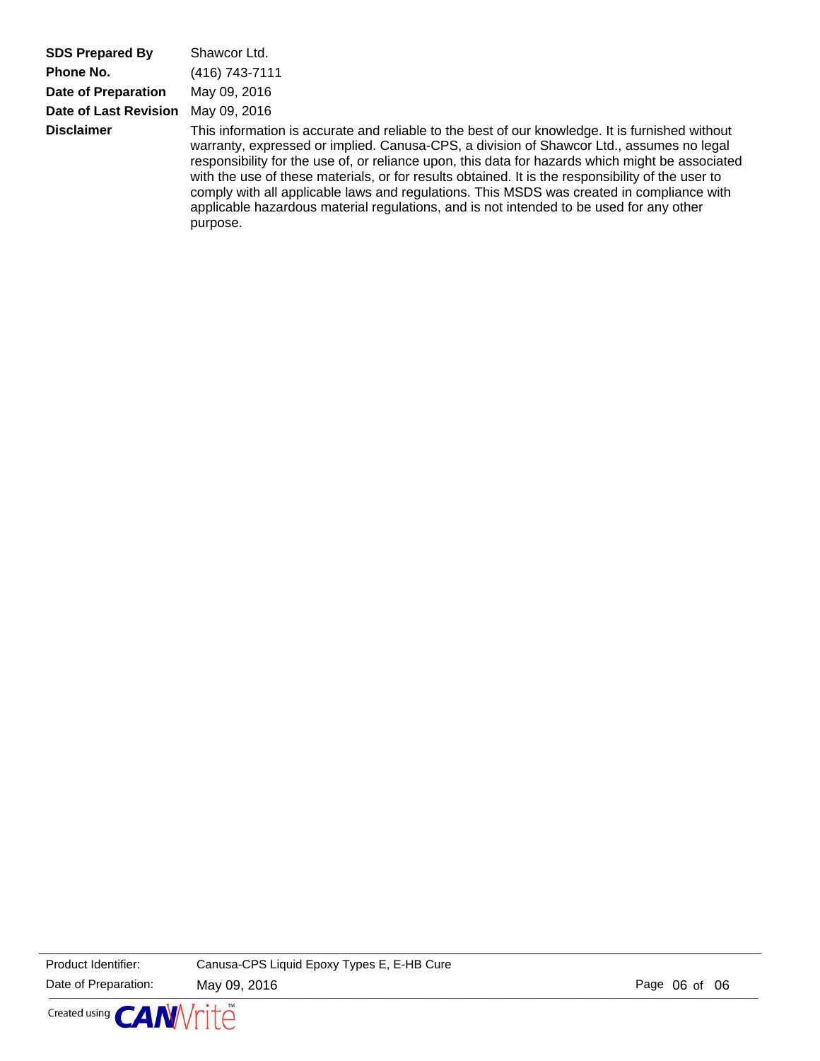| | |
|---|---|
| **SDS Prepared By** | Shawcor Ltd. |
| **Phone No.** | (416) 743-7111 |
| **Date of Preparation** | May 09, 2016 |
| **Date of Last Revision** | May 09, 2016 |
| **Disclaimer** | This information is accurate and reliable to the best of our knowledge. It is furnished without warranty, expressed or implied. Canusa-CPS, a division of Shawcor Ltd., assumes no legal responsibility for the use of, or reliance upon, this data for hazards which might be associated with the use of these materials, or for results obtained. It is the responsibility of the user to comply with all applicable laws and regulations. This MSDS was created in compliance with applicable hazardous material regulations, and is not intended to be used for any other purpose. |